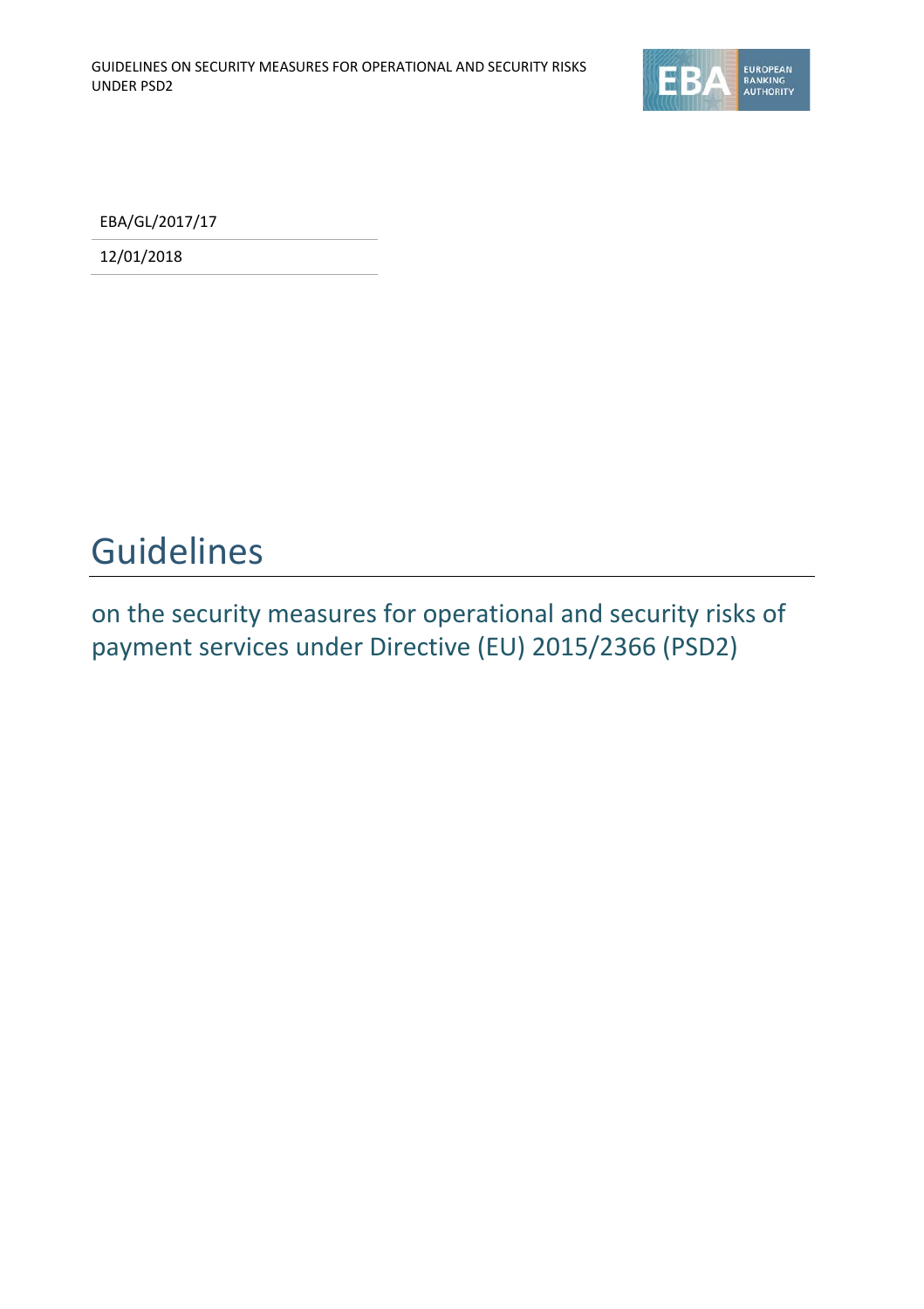EBA/GL/2017/17

12/01/2018

# Guidelines

## on the security measures for operational and security risks of payment services under Directive (EU) 2015/2366 (PSD2)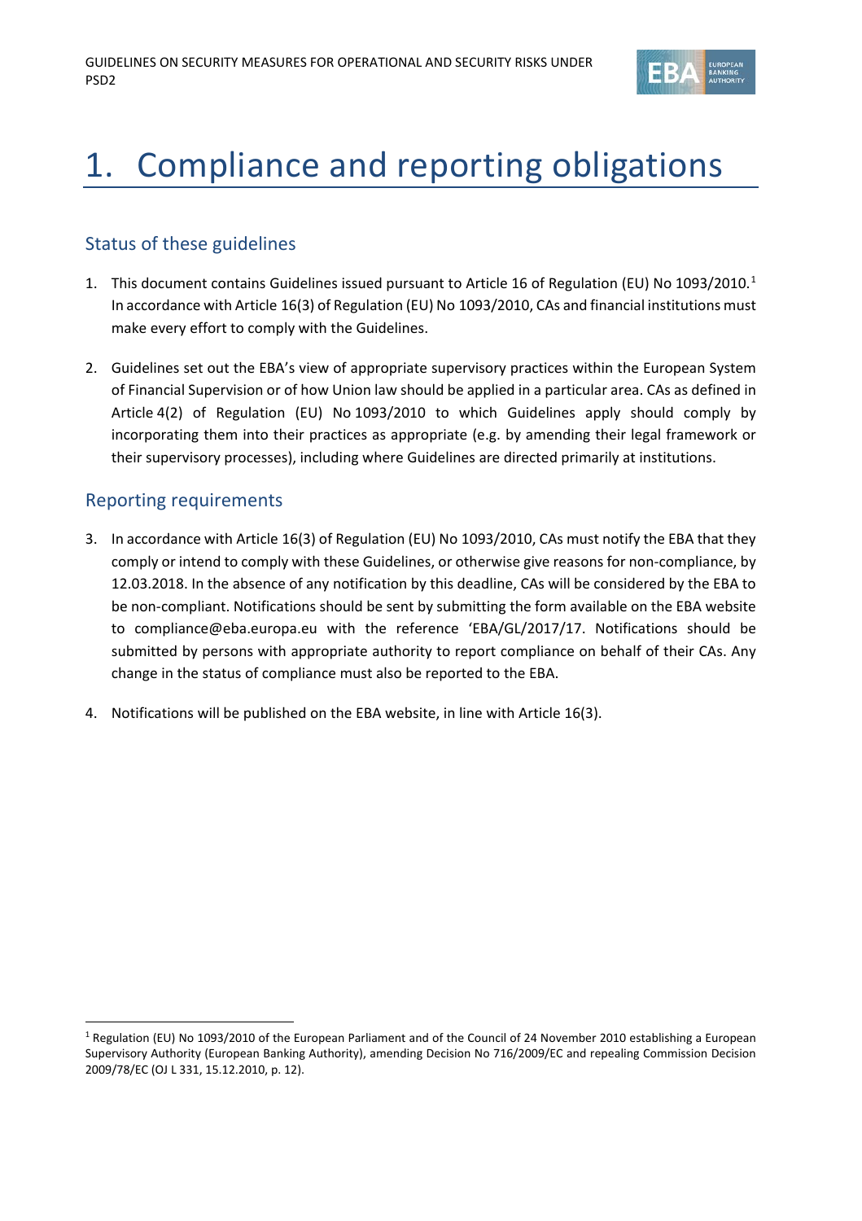# 1. Compliance and reporting obligations

## Status of these guidelines

1. This document contains Guidelines issued pursuant to Article 16 of Regulation (EU) No 1093/2010.[1] In accordance with Article 16(3) of Regulation (EU) No 1093/2010, CAs and financial institutions must make every effort to comply with the Guidelines.

2. Guidelines set out the EBA's view of appropriate supervisory practices within the European System of Financial Supervision or of how Union law should be applied in a particular area. CAs as defined in Article 4(2) of Regulation (EU) No 1093/2010 to which Guidelines apply should comply by incorporating them into their practices as appropriate (e.g. by amending their legal framework or their supervisory processes), including where Guidelines are directed primarily at institutions.

## Reporting requirements

3. In accordance with Article 16(3) of Regulation (EU) No 1093/2010, CAs must notify the EBA that they comply or intend to comply with these Guidelines, or otherwise give reasons for non-compliance, by 12.03.2018. In the absence of any notification by this deadline, CAs will be considered by the EBA to be non-compliant. Notifications should be sent by submitting the form available on the EBA website to compliance@eba.europa.eu with the reference 'EBA/GL/2017/17. Notifications should be submitted by persons with appropriate authority to report compliance on behalf of their CAs. Any change in the status of compliance must also be reported to the EBA.

4. Notifications will be published on the EBA website, in line with Article 16(3).

[1] Regulation (EU) No 1093/2010 of the European Parliament and of the Council of 24 November 2010 establishing a European Supervisory Authority (European Banking Authority), amending Decision No 716/2009/EC and repealing Commission Decision 2009/78/EC (OJ L 331, 15.12.2010, p. 12).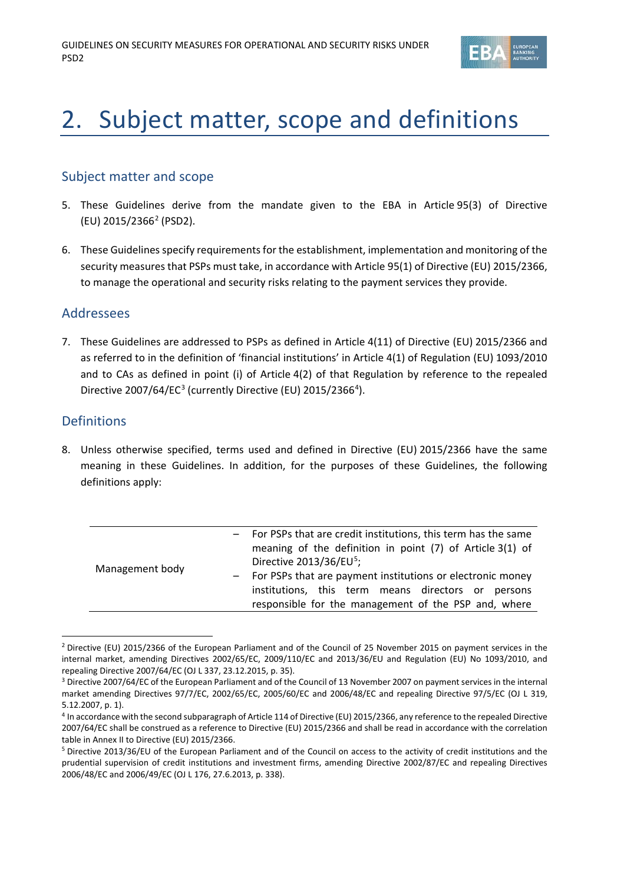# 2. Subject matter, scope and definitions

## Subject matter and scope

5. These Guidelines derive from the mandate given to the EBA in Article 95(3) of Directive (EU) 2015/2366[2] (PSD2).

6. These Guidelines specify requirements for the establishment, implementation and monitoring of the security measures that PSPs must take, in accordance with Article 95(1) of Directive (EU) 2015/2366, to manage the operational and security risks relating to the payment services they provide.

## Addressees

7. These Guidelines are addressed to PSPs as defined in Article 4(11) of Directive (EU) 2015/2366 and as referred to in the definition of 'financial institutions' in Article 4(1) of Regulation (EU) 1093/2010 and to CAs as defined in point (i) of Article 4(2) of that Regulation by reference to the repealed Directive 2007/64/EC[3] (currently Directive (EU) 2015/2366[4]).

## Definitions

8. Unless otherwise specified, terms used and defined in Directive (EU) 2015/2366 have the same meaning in these Guidelines. In addition, for the purposes of these Guidelines, the following definitions apply:

| | |
|---|---|
| Management body | – For PSPs that are credit institutions, this term has the same meaning of the definition in point (7) of Article 3(1) of Directive 2013/36/EU[5];<br>– For PSPs that are payment institutions or electronic money institutions, this term means directors or persons responsible for the management of the PSP and, where |

[2] Directive (EU) 2015/2366 of the European Parliament and of the Council of 25 November 2015 on payment services in the internal market, amending Directives 2002/65/EC, 2009/110/EC and 2013/36/EU and Regulation (EU) No 1093/2010, and repealing Directive 2007/64/EC (OJ L 337, 23.12.2015, p. 35).

[3] Directive 2007/64/EC of the European Parliament and of the Council of 13 November 2007 on payment services in the internal market amending Directives 97/7/EC, 2002/65/EC, 2005/60/EC and 2006/48/EC and repealing Directive 97/5/EC (OJ L 319, 5.12.2007, p. 1).

[4] In accordance with the second subparagraph of Article 114 of Directive (EU) 2015/2366, any reference to the repealed Directive 2007/64/EC shall be construed as a reference to Directive (EU) 2015/2366 and shall be read in accordance with the correlation table in Annex II to Directive (EU) 2015/2366.

[5] Directive 2013/36/EU of the European Parliament and of the Council on access to the activity of credit institutions and the prudential supervision of credit institutions and investment firms, amending Directive 2002/87/EC and repealing Directives 2006/48/EC and 2006/49/EC (OJ L 176, 27.6.2013, p. 338).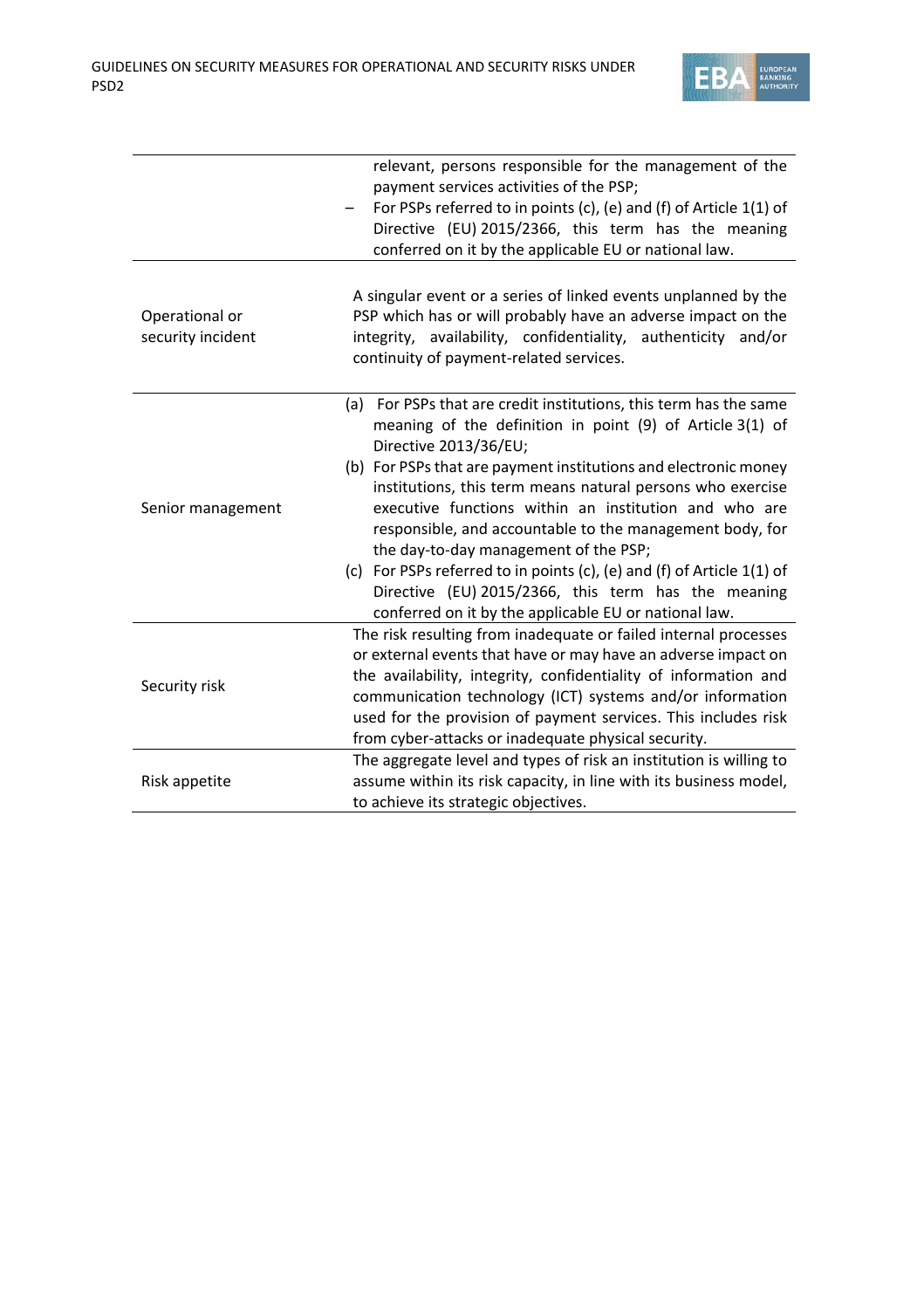| | |
|---|---|
| | relevant, persons responsible for the management of the payment services activities of the PSP;<br>– For PSPs referred to in points (c), (e) and (f) of Article 1(1) of Directive (EU) 2015/2366, this term has the meaning conferred on it by the applicable EU or national law. |
| Operational or security incident | A singular event or a series of linked events unplanned by the PSP which has or will probably have an adverse impact on the integrity, availability, confidentiality, authenticity and/or continuity of payment-related services. |
| Senior management | (a) For PSPs that are credit institutions, this term has the same meaning of the definition in point (9) of Article 3(1) of Directive 2013/36/EU;<br>(b) For PSPs that are payment institutions and electronic money institutions, this term means natural persons who exercise executive functions within an institution and who are responsible, and accountable to the management body, for the day-to-day management of the PSP;<br>(c) For PSPs referred to in points (c), (e) and (f) of Article 1(1) of Directive (EU) 2015/2366, this term has the meaning conferred on it by the applicable EU or national law. |
| Security risk | The risk resulting from inadequate or failed internal processes or external events that have or may have an adverse impact on the availability, integrity, confidentiality of information and communication technology (ICT) systems and/or information used for the provision of payment services. This includes risk from cyber-attacks or inadequate physical security. |
| Risk appetite | The aggregate level and types of risk an institution is willing to assume within its risk capacity, in line with its business model, to achieve its strategic objectives. |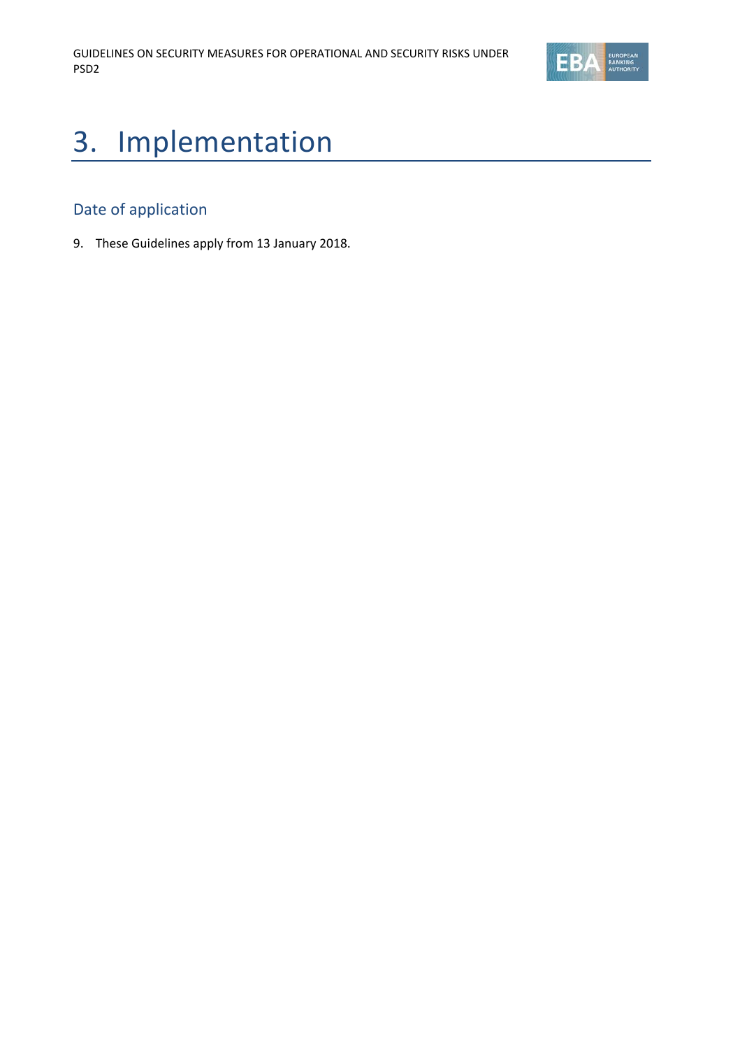# 3. Implementation

## Date of application

9. These Guidelines apply from 13 January 2018.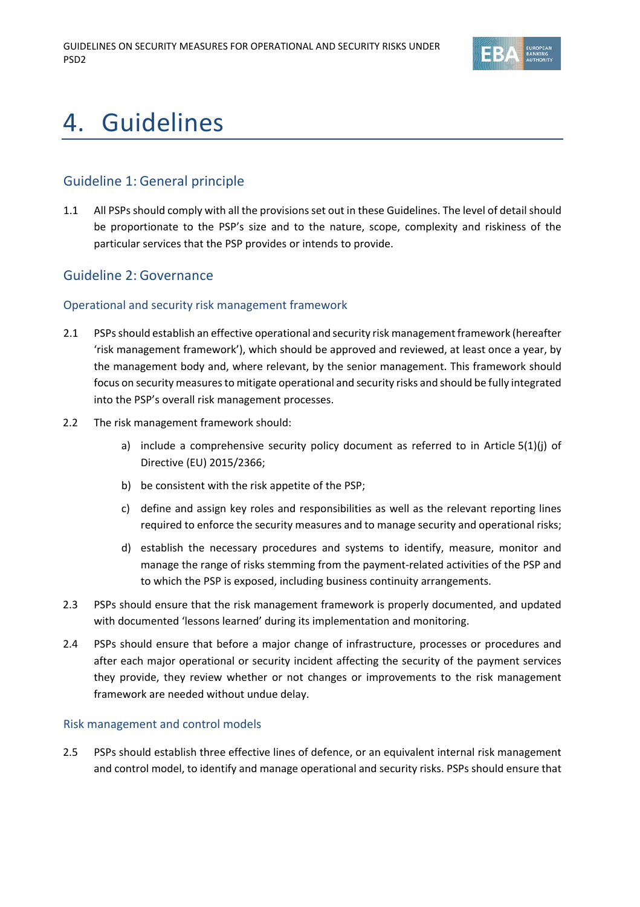# 4. Guidelines

## Guideline 1: General principle

1.1 All PSPs should comply with all the provisions set out in these Guidelines. The level of detail should be proportionate to the PSP's size and to the nature, scope, complexity and riskiness of the particular services that the PSP provides or intends to provide.

## Guideline 2: Governance

### Operational and security risk management framework

2.1 PSPs should establish an effective operational and security risk management framework (hereafter 'risk management framework'), which should be approved and reviewed, at least once a year, by the management body and, where relevant, by the senior management. This framework should focus on security measures to mitigate operational and security risks and should be fully integrated into the PSP's overall risk management processes.

2.2 The risk management framework should:

a) include a comprehensive security policy document as referred to in Article 5(1)(j) of Directive (EU) 2015/2366;

b) be consistent with the risk appetite of the PSP;

c) define and assign key roles and responsibilities as well as the relevant reporting lines required to enforce the security measures and to manage security and operational risks;

d) establish the necessary procedures and systems to identify, measure, monitor and manage the range of risks stemming from the payment-related activities of the PSP and to which the PSP is exposed, including business continuity arrangements.

2.3 PSPs should ensure that the risk management framework is properly documented, and updated with documented 'lessons learned' during its implementation and monitoring.

2.4 PSPs should ensure that before a major change of infrastructure, processes or procedures and after each major operational or security incident affecting the security of the payment services they provide, they review whether or not changes or improvements to the risk management framework are needed without undue delay.

### Risk management and control models

2.5 PSPs should establish three effective lines of defence, or an equivalent internal risk management and control model, to identify and manage operational and security risks. PSPs should ensure that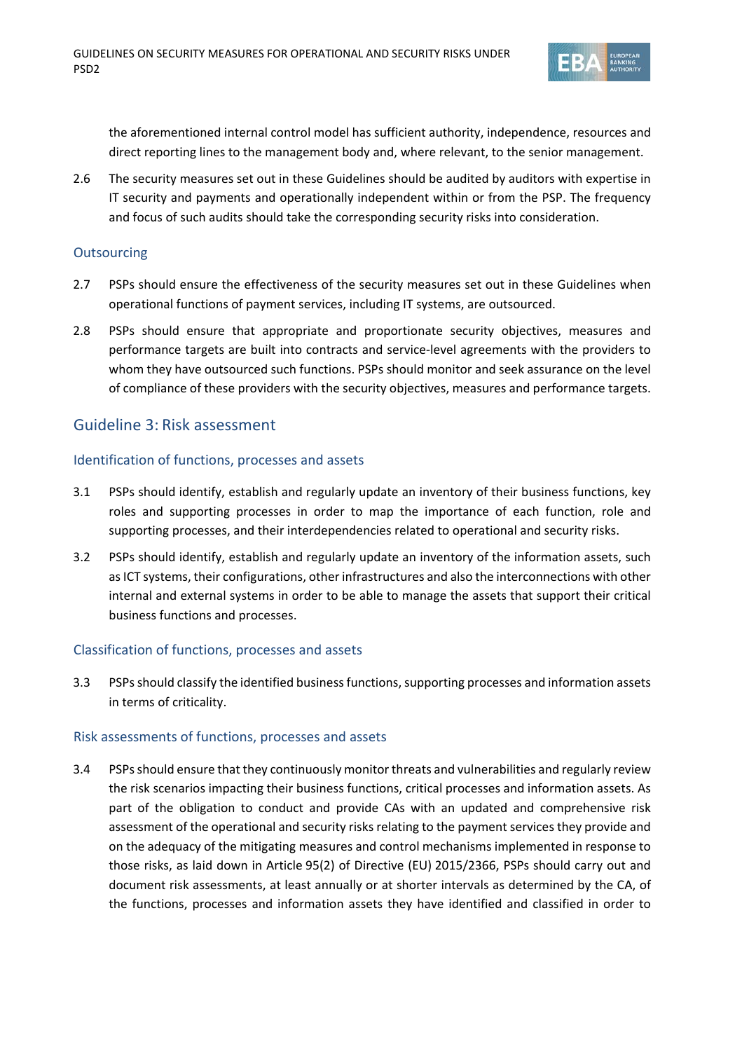the aforementioned internal control model has sufficient authority, independence, resources and direct reporting lines to the management body and, where relevant, to the senior management.

2.6 The security measures set out in these Guidelines should be audited by auditors with expertise in IT security and payments and operationally independent within or from the PSP. The frequency and focus of such audits should take the corresponding security risks into consideration.

### Outsourcing

2.7 PSPs should ensure the effectiveness of the security measures set out in these Guidelines when operational functions of payment services, including IT systems, are outsourced.

2.8 PSPs should ensure that appropriate and proportionate security objectives, measures and performance targets are built into contracts and service-level agreements with the providers to whom they have outsourced such functions. PSPs should monitor and seek assurance on the level of compliance of these providers with the security objectives, measures and performance targets.

## Guideline 3: Risk assessment

### Identification of functions, processes and assets

3.1 PSPs should identify, establish and regularly update an inventory of their business functions, key roles and supporting processes in order to map the importance of each function, role and supporting processes, and their interdependencies related to operational and security risks.

3.2 PSPs should identify, establish and regularly update an inventory of the information assets, such as ICT systems, their configurations, other infrastructures and also the interconnections with other internal and external systems in order to be able to manage the assets that support their critical business functions and processes.

### Classification of functions, processes and assets

3.3 PSPs should classify the identified business functions, supporting processes and information assets in terms of criticality.

### Risk assessments of functions, processes and assets

3.4 PSPs should ensure that they continuously monitor threats and vulnerabilities and regularly review the risk scenarios impacting their business functions, critical processes and information assets. As part of the obligation to conduct and provide CAs with an updated and comprehensive risk assessment of the operational and security risks relating to the payment services they provide and on the adequacy of the mitigating measures and control mechanisms implemented in response to those risks, as laid down in Article 95(2) of Directive (EU) 2015/2366, PSPs should carry out and document risk assessments, at least annually or at shorter intervals as determined by the CA, of the functions, processes and information assets they have identified and classified in order to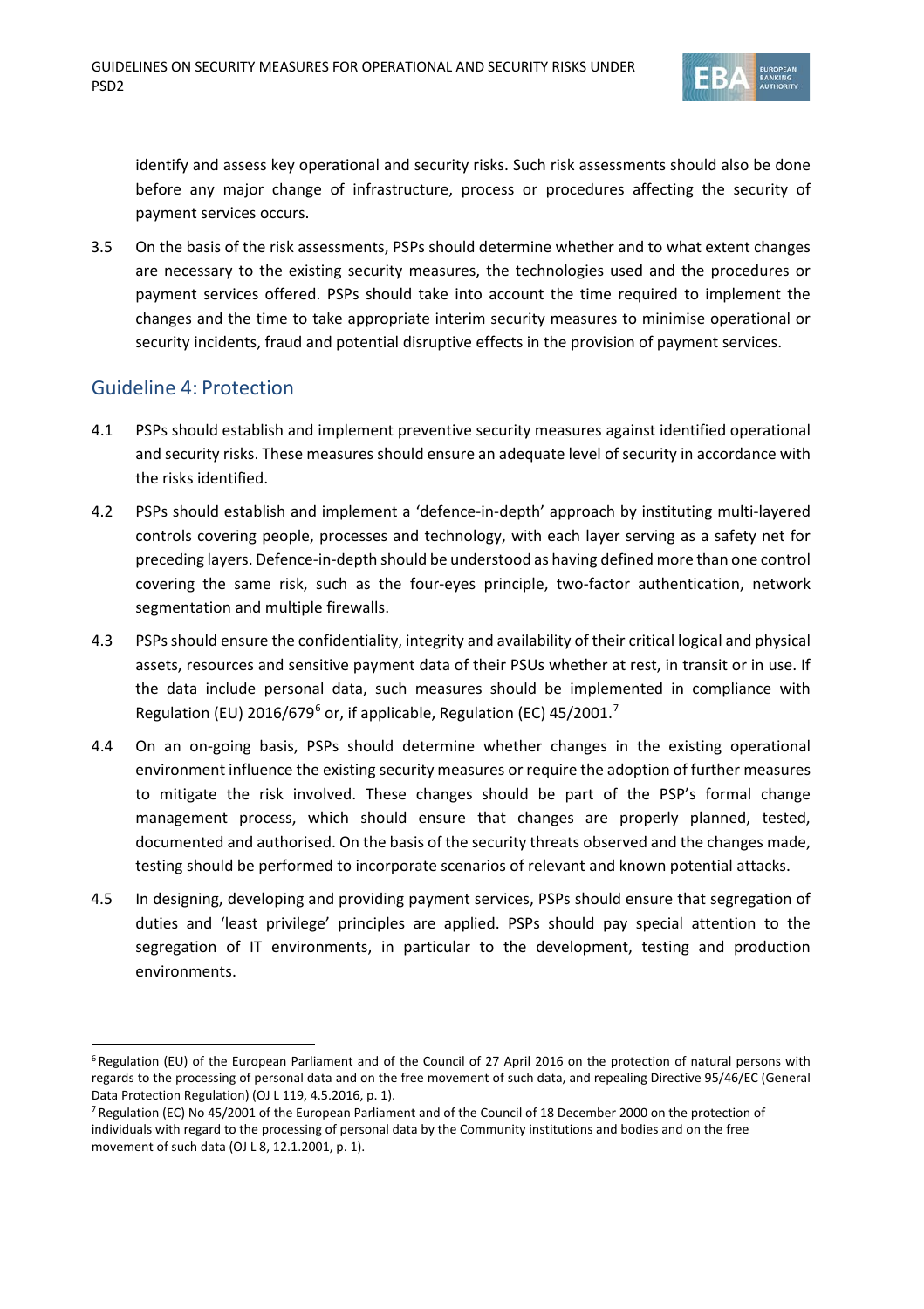identify and assess key operational and security risks. Such risk assessments should also be done before any major change of infrastructure, process or procedures affecting the security of payment services occurs.

3.5 On the basis of the risk assessments, PSPs should determine whether and to what extent changes are necessary to the existing security measures, the technologies used and the procedures or payment services offered. PSPs should take into account the time required to implement the changes and the time to take appropriate interim security measures to minimise operational or security incidents, fraud and potential disruptive effects in the provision of payment services.

## Guideline 4: Protection

4.1 PSPs should establish and implement preventive security measures against identified operational and security risks. These measures should ensure an adequate level of security in accordance with the risks identified.

4.2 PSPs should establish and implement a 'defence-in-depth' approach by instituting multi-layered controls covering people, processes and technology, with each layer serving as a safety net for preceding layers. Defence-in-depth should be understood as having defined more than one control covering the same risk, such as the four-eyes principle, two-factor authentication, network segmentation and multiple firewalls.

4.3 PSPs should ensure the confidentiality, integrity and availability of their critical logical and physical assets, resources and sensitive payment data of their PSUs whether at rest, in transit or in use. If the data include personal data, such measures should be implemented in compliance with Regulation (EU) 2016/679[6] or, if applicable, Regulation (EC) 45/2001.[7]

4.4 On an on-going basis, PSPs should determine whether changes in the existing operational environment influence the existing security measures or require the adoption of further measures to mitigate the risk involved. These changes should be part of the PSP's formal change management process, which should ensure that changes are properly planned, tested, documented and authorised. On the basis of the security threats observed and the changes made, testing should be performed to incorporate scenarios of relevant and known potential attacks.

4.5 In designing, developing and providing payment services, PSPs should ensure that segregation of duties and 'least privilege' principles are applied. PSPs should pay special attention to the segregation of IT environments, in particular to the development, testing and production environments.

---

[6] Regulation (EU) of the European Parliament and of the Council of 27 April 2016 on the protection of natural persons with regards to the processing of personal data and on the free movement of such data, and repealing Directive 95/46/EC (General Data Protection Regulation) (OJ L 119, 4.5.2016, p. 1).

[7] Regulation (EC) No 45/2001 of the European Parliament and of the Council of 18 December 2000 on the protection of individuals with regard to the processing of personal data by the Community institutions and bodies and on the free movement of such data (OJ L 8, 12.1.2001, p. 1).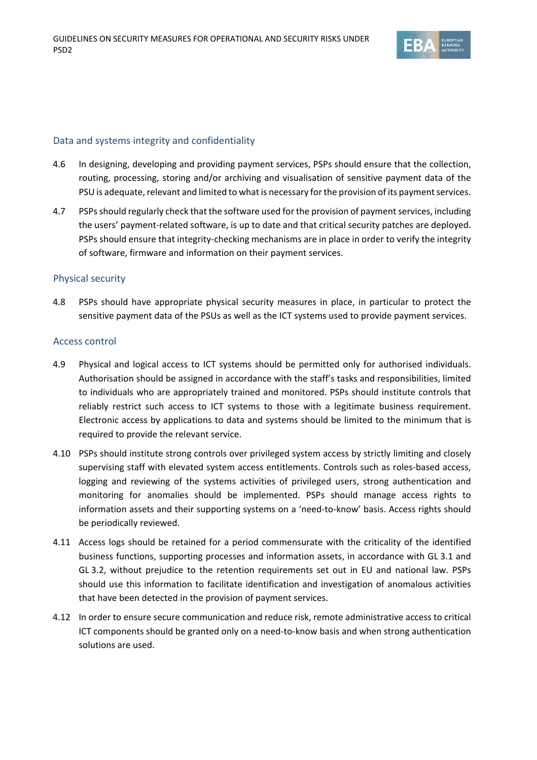### Data and systems integrity and confidentiality

4.6 In designing, developing and providing payment services, PSPs should ensure that the collection, routing, processing, storing and/or archiving and visualisation of sensitive payment data of the PSU is adequate, relevant and limited to what is necessary for the provision of its payment services.

4.7 PSPs should regularly check that the software used for the provision of payment services, including the users' payment-related software, is up to date and that critical security patches are deployed. PSPs should ensure that integrity-checking mechanisms are in place in order to verify the integrity of software, firmware and information on their payment services.

### Physical security

4.8 PSPs should have appropriate physical security measures in place, in particular to protect the sensitive payment data of the PSUs as well as the ICT systems used to provide payment services.

### Access control

4.9 Physical and logical access to ICT systems should be permitted only for authorised individuals. Authorisation should be assigned in accordance with the staff's tasks and responsibilities, limited to individuals who are appropriately trained and monitored. PSPs should institute controls that reliably restrict such access to ICT systems to those with a legitimate business requirement. Electronic access by applications to data and systems should be limited to the minimum that is required to provide the relevant service.

4.10 PSPs should institute strong controls over privileged system access by strictly limiting and closely supervising staff with elevated system access entitlements. Controls such as roles-based access, logging and reviewing of the systems activities of privileged users, strong authentication and monitoring for anomalies should be implemented. PSPs should manage access rights to information assets and their supporting systems on a 'need-to-know' basis. Access rights should be periodically reviewed.

4.11 Access logs should be retained for a period commensurate with the criticality of the identified business functions, supporting processes and information assets, in accordance with GL 3.1 and GL 3.2, without prejudice to the retention requirements set out in EU and national law. PSPs should use this information to facilitate identification and investigation of anomalous activities that have been detected in the provision of payment services.

4.12 In order to ensure secure communication and reduce risk, remote administrative access to critical ICT components should be granted only on a need-to-know basis and when strong authentication solutions are used.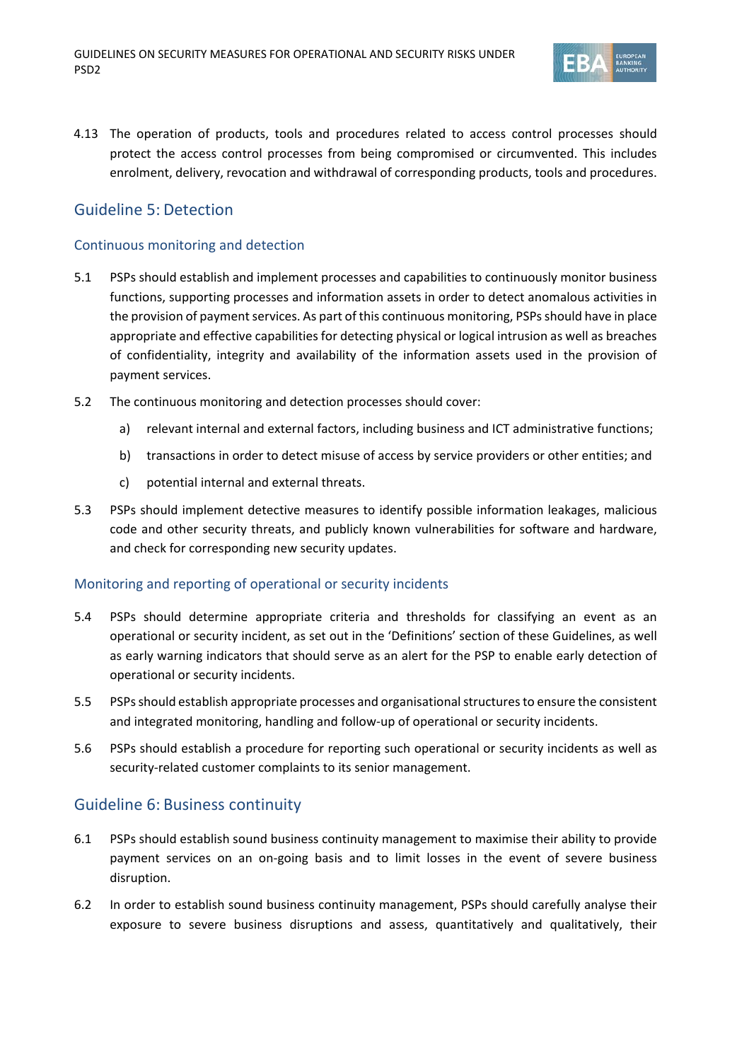4.13 The operation of products, tools and procedures related to access control processes should protect the access control processes from being compromised or circumvented. This includes enrolment, delivery, revocation and withdrawal of corresponding products, tools and procedures.

## Guideline 5: Detection

### Continuous monitoring and detection

5.1 PSPs should establish and implement processes and capabilities to continuously monitor business functions, supporting processes and information assets in order to detect anomalous activities in the provision of payment services. As part of this continuous monitoring, PSPs should have in place appropriate and effective capabilities for detecting physical or logical intrusion as well as breaches of confidentiality, integrity and availability of the information assets used in the provision of payment services.

5.2 The continuous monitoring and detection processes should cover:

a) relevant internal and external factors, including business and ICT administrative functions;

b) transactions in order to detect misuse of access by service providers or other entities; and

c) potential internal and external threats.

5.3 PSPs should implement detective measures to identify possible information leakages, malicious code and other security threats, and publicly known vulnerabilities for software and hardware, and check for corresponding new security updates.

### Monitoring and reporting of operational or security incidents

5.4 PSPs should determine appropriate criteria and thresholds for classifying an event as an operational or security incident, as set out in the 'Definitions' section of these Guidelines, as well as early warning indicators that should serve as an alert for the PSP to enable early detection of operational or security incidents.

5.5 PSPs should establish appropriate processes and organisational structures to ensure the consistent and integrated monitoring, handling and follow-up of operational or security incidents.

5.6 PSPs should establish a procedure for reporting such operational or security incidents as well as security-related customer complaints to its senior management.

## Guideline 6: Business continuity

6.1 PSPs should establish sound business continuity management to maximise their ability to provide payment services on an on-going basis and to limit losses in the event of severe business disruption.

6.2 In order to establish sound business continuity management, PSPs should carefully analyse their exposure to severe business disruptions and assess, quantitatively and qualitatively, their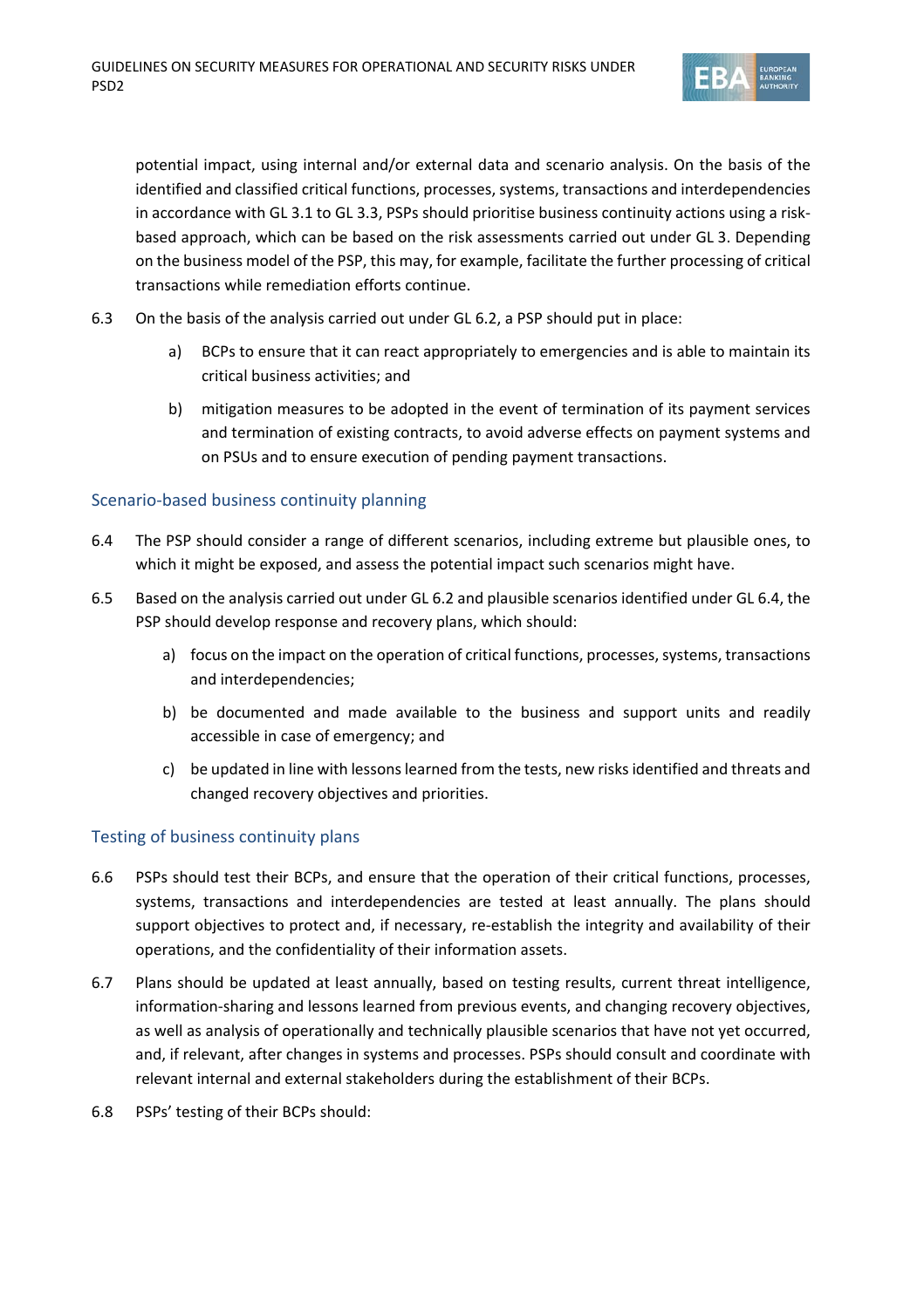potential impact, using internal and/or external data and scenario analysis. On the basis of the identified and classified critical functions, processes, systems, transactions and interdependencies in accordance with GL 3.1 to GL 3.3, PSPs should prioritise business continuity actions using a risk-based approach, which can be based on the risk assessments carried out under GL 3. Depending on the business model of the PSP, this may, for example, facilitate the further processing of critical transactions while remediation efforts continue.

6.3 On the basis of the analysis carried out under GL 6.2, a PSP should put in place:

   a) BCPs to ensure that it can react appropriately to emergencies and is able to maintain its critical business activities; and

   b) mitigation measures to be adopted in the event of termination of its payment services and termination of existing contracts, to avoid adverse effects on payment systems and on PSUs and to ensure execution of pending payment transactions.

### Scenario-based business continuity planning

6.4 The PSP should consider a range of different scenarios, including extreme but plausible ones, to which it might be exposed, and assess the potential impact such scenarios might have.

6.5 Based on the analysis carried out under GL 6.2 and plausible scenarios identified under GL 6.4, the PSP should develop response and recovery plans, which should:

   a) focus on the impact on the operation of critical functions, processes, systems, transactions and interdependencies;

   b) be documented and made available to the business and support units and readily accessible in case of emergency; and

   c) be updated in line with lessons learned from the tests, new risks identified and threats and changed recovery objectives and priorities.

### Testing of business continuity plans

6.6 PSPs should test their BCPs, and ensure that the operation of their critical functions, processes, systems, transactions and interdependencies are tested at least annually. The plans should support objectives to protect and, if necessary, re-establish the integrity and availability of their operations, and the confidentiality of their information assets.

6.7 Plans should be updated at least annually, based on testing results, current threat intelligence, information-sharing and lessons learned from previous events, and changing recovery objectives, as well as analysis of operationally and technically plausible scenarios that have not yet occurred, and, if relevant, after changes in systems and processes. PSPs should consult and coordinate with relevant internal and external stakeholders during the establishment of their BCPs.

6.8 PSPs' testing of their BCPs should: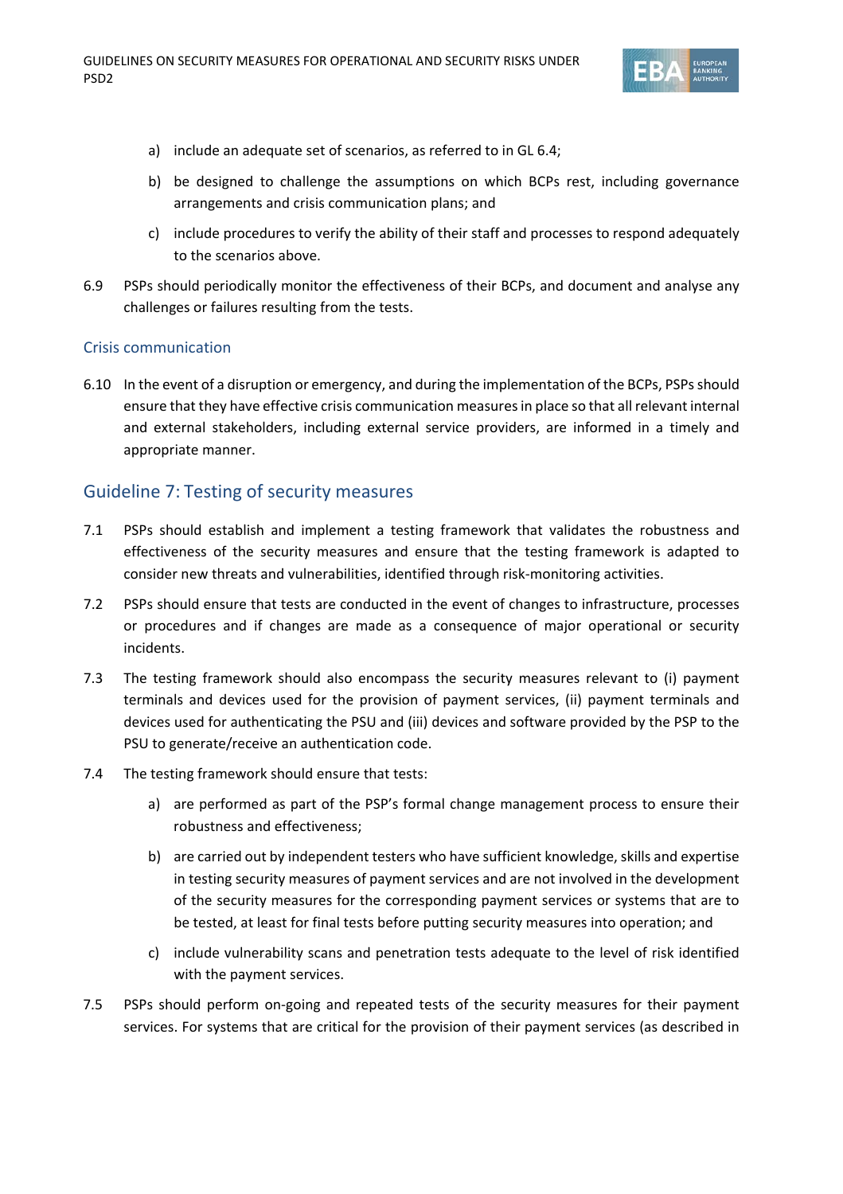a) include an adequate set of scenarios, as referred to in GL 6.4;

b) be designed to challenge the assumptions on which BCPs rest, including governance arrangements and crisis communication plans; and

c) include procedures to verify the ability of their staff and processes to respond adequately to the scenarios above.

6.9 PSPs should periodically monitor the effectiveness of their BCPs, and document and analyse any challenges or failures resulting from the tests.

### Crisis communication

6.10 In the event of a disruption or emergency, and during the implementation of the BCPs, PSPs should ensure that they have effective crisis communication measures in place so that all relevant internal and external stakeholders, including external service providers, are informed in a timely and appropriate manner.

## Guideline 7: Testing of security measures

7.1 PSPs should establish and implement a testing framework that validates the robustness and effectiveness of the security measures and ensure that the testing framework is adapted to consider new threats and vulnerabilities, identified through risk-monitoring activities.

7.2 PSPs should ensure that tests are conducted in the event of changes to infrastructure, processes or procedures and if changes are made as a consequence of major operational or security incidents.

7.3 The testing framework should also encompass the security measures relevant to (i) payment terminals and devices used for the provision of payment services, (ii) payment terminals and devices used for authenticating the PSU and (iii) devices and software provided by the PSP to the PSU to generate/receive an authentication code.

7.4 The testing framework should ensure that tests:

a) are performed as part of the PSP's formal change management process to ensure their robustness and effectiveness;

b) are carried out by independent testers who have sufficient knowledge, skills and expertise in testing security measures of payment services and are not involved in the development of the security measures for the corresponding payment services or systems that are to be tested, at least for final tests before putting security measures into operation; and

c) include vulnerability scans and penetration tests adequate to the level of risk identified with the payment services.

7.5 PSPs should perform on-going and repeated tests of the security measures for their payment services. For systems that are critical for the provision of their payment services (as described in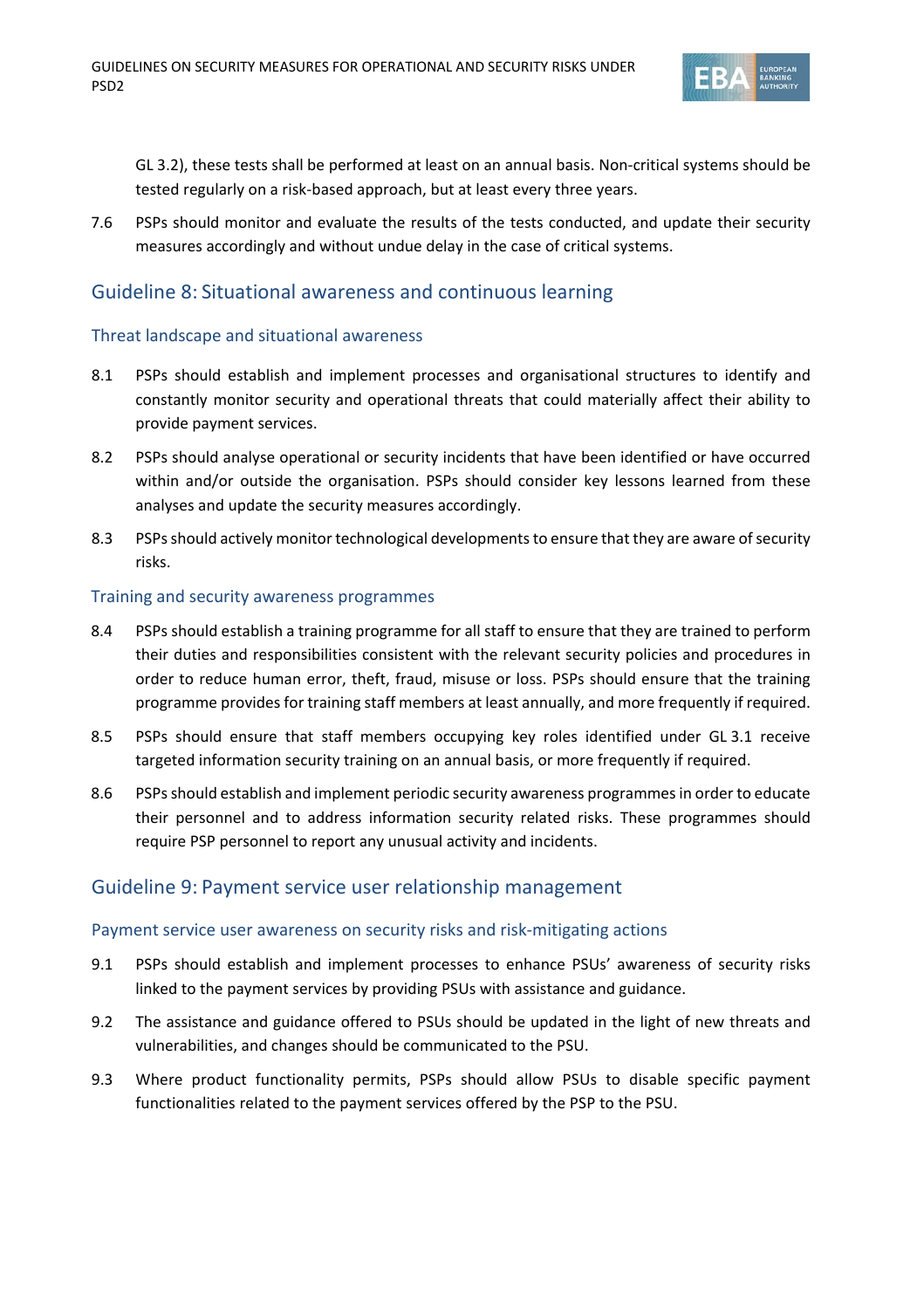GL 3.2), these tests shall be performed at least on an annual basis. Non-critical systems should be tested regularly on a risk-based approach, but at least every three years.

7.6 PSPs should monitor and evaluate the results of the tests conducted, and update their security measures accordingly and without undue delay in the case of critical systems.

## Guideline 8: Situational awareness and continuous learning

### Threat landscape and situational awareness

8.1 PSPs should establish and implement processes and organisational structures to identify and constantly monitor security and operational threats that could materially affect their ability to provide payment services.

8.2 PSPs should analyse operational or security incidents that have been identified or have occurred within and/or outside the organisation. PSPs should consider key lessons learned from these analyses and update the security measures accordingly.

8.3 PSPs should actively monitor technological developments to ensure that they are aware of security risks.

### Training and security awareness programmes

8.4 PSPs should establish a training programme for all staff to ensure that they are trained to perform their duties and responsibilities consistent with the relevant security policies and procedures in order to reduce human error, theft, fraud, misuse or loss. PSPs should ensure that the training programme provides for training staff members at least annually, and more frequently if required.

8.5 PSPs should ensure that staff members occupying key roles identified under GL 3.1 receive targeted information security training on an annual basis, or more frequently if required.

8.6 PSPs should establish and implement periodic security awareness programmes in order to educate their personnel and to address information security related risks. These programmes should require PSP personnel to report any unusual activity and incidents.

## Guideline 9: Payment service user relationship management

### Payment service user awareness on security risks and risk-mitigating actions

9.1 PSPs should establish and implement processes to enhance PSUs' awareness of security risks linked to the payment services by providing PSUs with assistance and guidance.

9.2 The assistance and guidance offered to PSUs should be updated in the light of new threats and vulnerabilities, and changes should be communicated to the PSU.

9.3 Where product functionality permits, PSPs should allow PSUs to disable specific payment functionalities related to the payment services offered by the PSP to the PSU.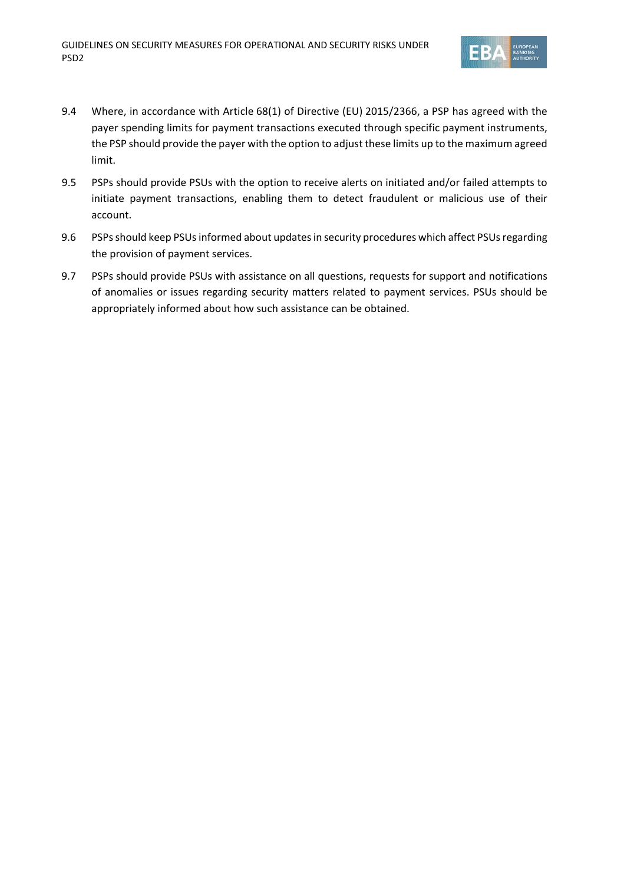9.4 Where, in accordance with Article 68(1) of Directive (EU) 2015/2366, a PSP has agreed with the payer spending limits for payment transactions executed through specific payment instruments, the PSP should provide the payer with the option to adjust these limits up to the maximum agreed limit.

9.5 PSPs should provide PSUs with the option to receive alerts on initiated and/or failed attempts to initiate payment transactions, enabling them to detect fraudulent or malicious use of their account.

9.6 PSPs should keep PSUs informed about updates in security procedures which affect PSUs regarding the provision of payment services.

9.7 PSPs should provide PSUs with assistance on all questions, requests for support and notifications of anomalies or issues regarding security matters related to payment services. PSUs should be appropriately informed about how such assistance can be obtained.